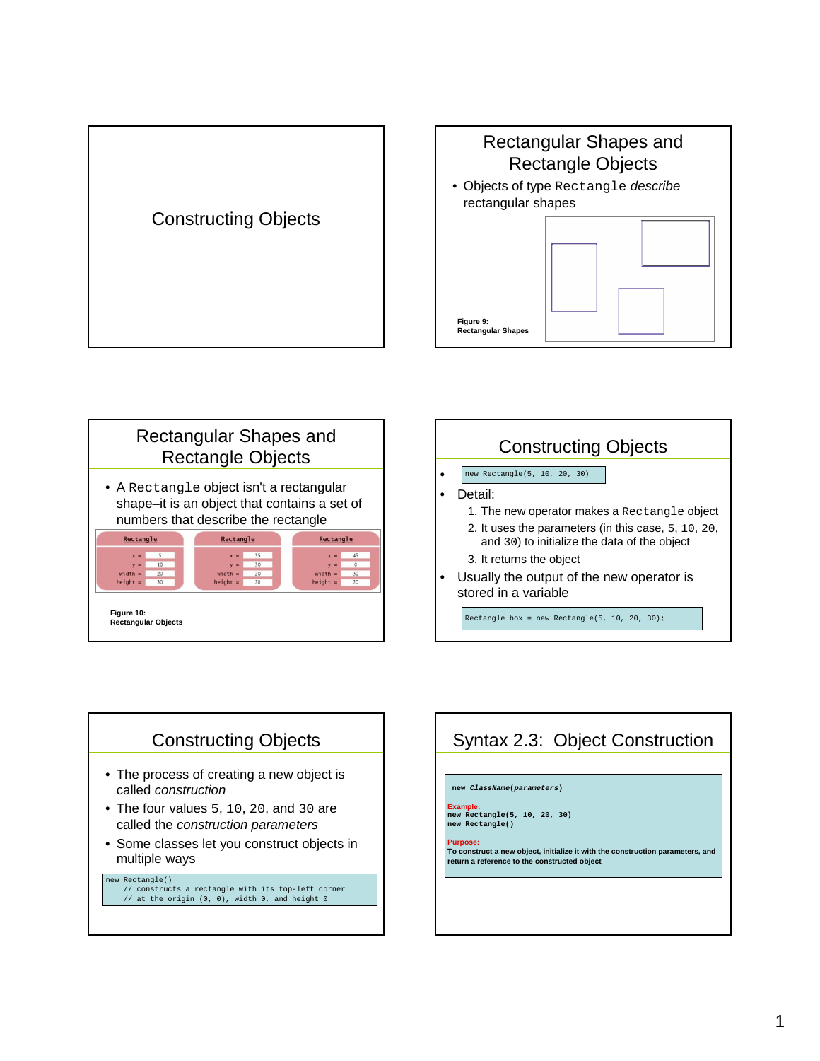# Constructing Objects

## Rectangular Shapes and Rectangle Objects

- Objects of type `Rectangle` *describe* rectangular shapes

**Figure 9:**
**Rectangular Shapes**

## Rectangular Shapes and Rectangle Objects

- A `Rectangle` object isn't a rectangular shape–it is an object that contains a set of numbers that describe the rectangle

Rectangle
x = 5
y = 10
width = 20
height = 30

Rectangle
x = 35
y = 30
width = 20
height = 20

Rectangle
x = 45
y = 0
width = 30
height = 20

**Figure 10:**
**Rectangular Objects**

## Constructing Objects

```
new Rectangle(5, 10, 20, 30)
```

- Detail:
  1. The new operator makes a `Rectangle` object
  2. It uses the parameters (in this case, `5`, `10`, `20`, and `30`) to initialize the data of the object
  3. It returns the object
- Usually the output of the new operator is stored in a variable

```
Rectangle box = new Rectangle(5, 10, 20, 30);
```

## Constructing Objects

- The process of creating a new object is called *construction*
- The four values `5`, `10`, `20`, and `30` are called the *construction parameters*
- Some classes let you construct objects in multiple ways

```
new Rectangle()
    // constructs a rectangle with its top-left corner
    // at the origin (0, 0), width 0, and height 0
```

## Syntax 2.3: Object Construction

```
new ClassName(parameters)
```

**Example:**

```
new Rectangle(5, 10, 20, 30)
new Rectangle()
```

**Purpose:**

**To construct a new object, initialize it with the construction parameters, and return a reference to the constructed object**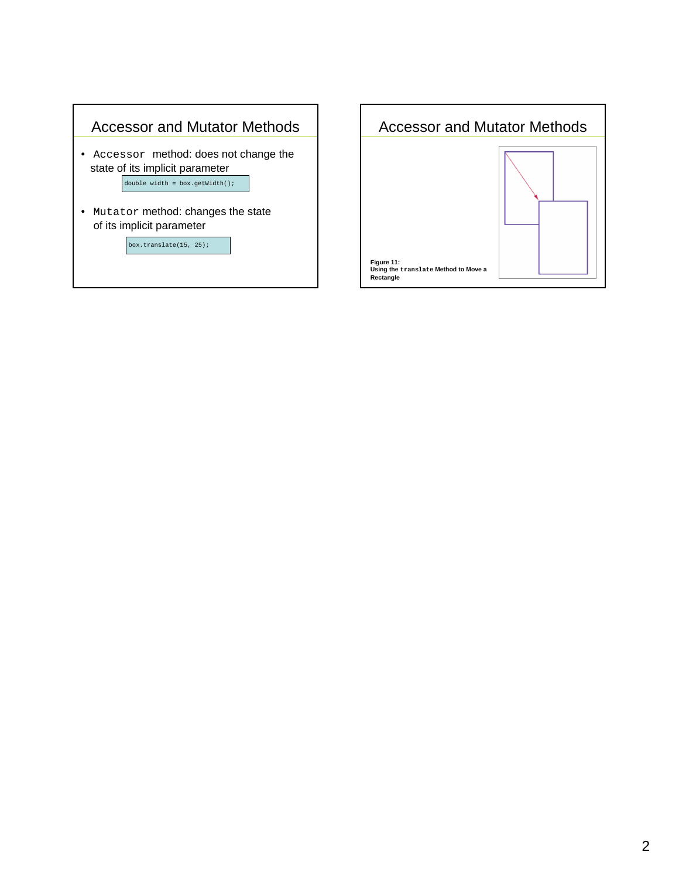## Accessor and Mutator Methods

- `Accessor` method: does not change the state of its implicit parameter

```
double width = box.getWidth();
```

- `Mutator` method: changes the state of its implicit parameter

```
box.translate(15, 25);
```

## Accessor and Mutator Methods

**Figure 11:**
**Using the `translate` Method to Move a Rectangle**